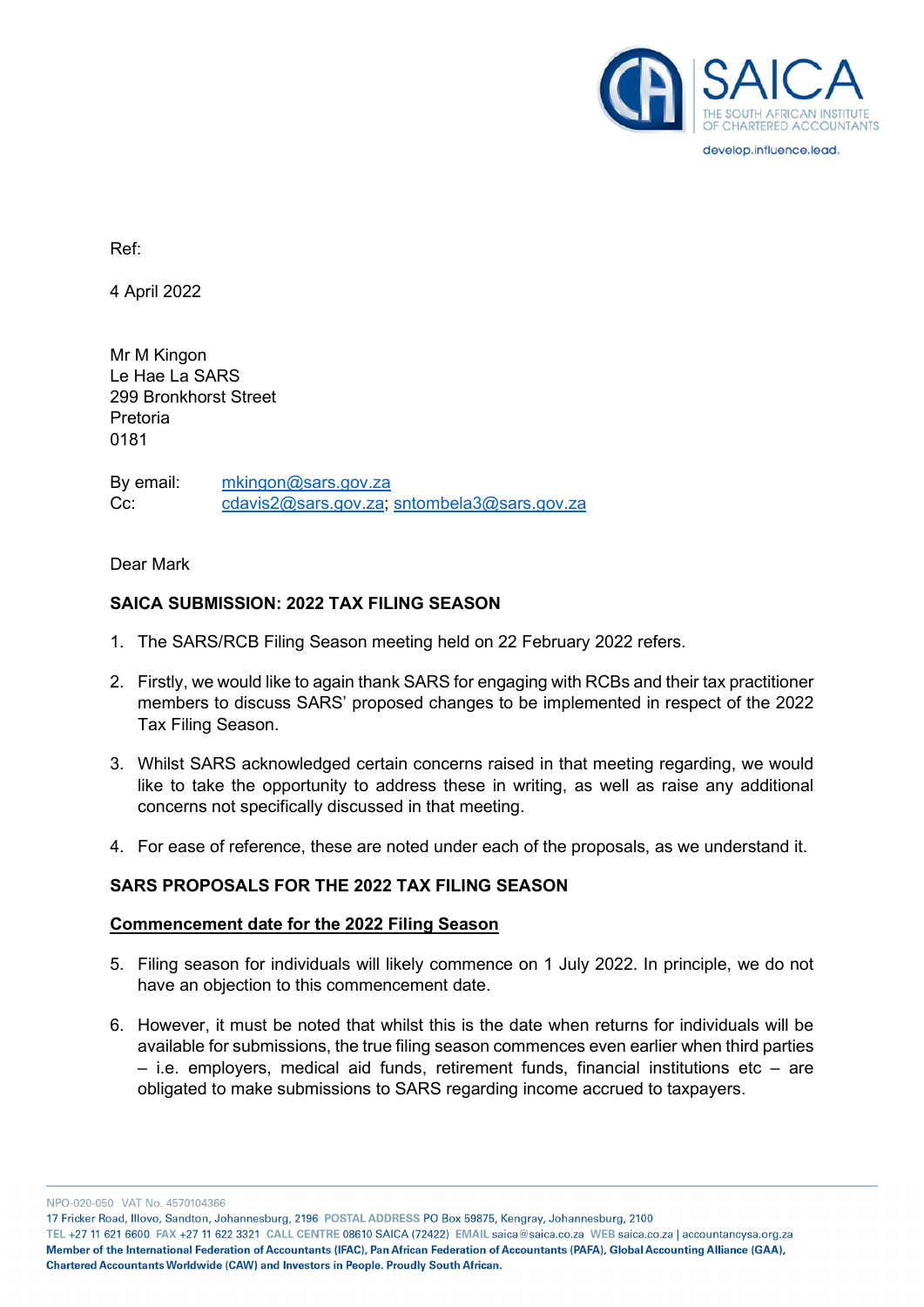Ref:

4 April 2022

Mr M Kingon
Le Hae La SARS
299 Bronkhorst Street
Pretoria
0181

By email: mkingon@sars.gov.za
Cc: cdavis2@sars.gov.za; sntombela3@sars.gov.za

Dear Mark

**SAICA SUBMISSION: 2022 TAX FILING SEASON**

1. The SARS/RCB Filing Season meeting held on 22 February 2022 refers.

2. Firstly, we would like to again thank SARS for engaging with RCBs and their tax practitioner members to discuss SARS' proposed changes to be implemented in respect of the 2022 Tax Filing Season.

3. Whilst SARS acknowledged certain concerns raised in that meeting regarding, we would like to take the opportunity to address these in writing, as well as raise any additional concerns not specifically discussed in that meeting.

4. For ease of reference, these are noted under each of the proposals, as we understand it.

**SARS PROPOSALS FOR THE 2022 TAX FILING SEASON**

**Commencement date for the 2022 Filing Season**

5. Filing season for individuals will likely commence on 1 July 2022. In principle, we do not have an objection to this commencement date.

6. However, it must be noted that whilst this is the date when returns for individuals will be available for submissions, the true filing season commences even earlier when third parties – i.e. employers, medical aid funds, retirement funds, financial institutions etc – are obligated to make submissions to SARS regarding income accrued to taxpayers.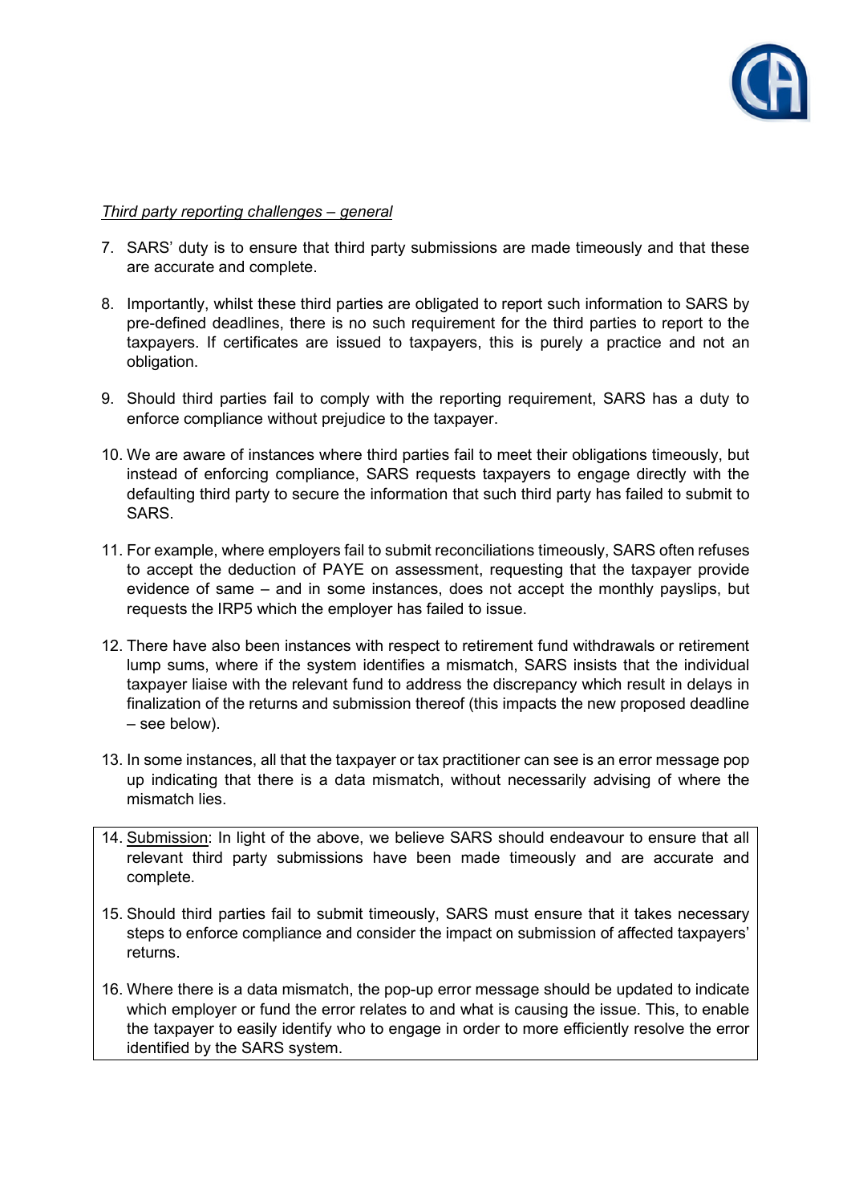*Third party reporting challenges – general*

7. SARS' duty is to ensure that third party submissions are made timeously and that these are accurate and complete.

8. Importantly, whilst these third parties are obligated to report such information to SARS by pre-defined deadlines, there is no such requirement for the third parties to report to the taxpayers. If certificates are issued to taxpayers, this is purely a practice and not an obligation.

9. Should third parties fail to comply with the reporting requirement, SARS has a duty to enforce compliance without prejudice to the taxpayer.

10. We are aware of instances where third parties fail to meet their obligations timeously, but instead of enforcing compliance, SARS requests taxpayers to engage directly with the defaulting third party to secure the information that such third party has failed to submit to SARS.

11. For example, where employers fail to submit reconciliations timeously, SARS often refuses to accept the deduction of PAYE on assessment, requesting that the taxpayer provide evidence of same – and in some instances, does not accept the monthly payslips, but requests the IRP5 which the employer has failed to issue.

12. There have also been instances with respect to retirement fund withdrawals or retirement lump sums, where if the system identifies a mismatch, SARS insists that the individual taxpayer liaise with the relevant fund to address the discrepancy which result in delays in finalization of the returns and submission thereof (this impacts the new proposed deadline – see below).

13. In some instances, all that the taxpayer or tax practitioner can see is an error message pop up indicating that there is a data mismatch, without necessarily advising of where the mismatch lies.

14. Submission: In light of the above, we believe SARS should endeavour to ensure that all relevant third party submissions have been made timeously and are accurate and complete.

15. Should third parties fail to submit timeously, SARS must ensure that it takes necessary steps to enforce compliance and consider the impact on submission of affected taxpayers' returns.

16. Where there is a data mismatch, the pop-up error message should be updated to indicate which employer or fund the error relates to and what is causing the issue. This, to enable the taxpayer to easily identify who to engage in order to more efficiently resolve the error identified by the SARS system.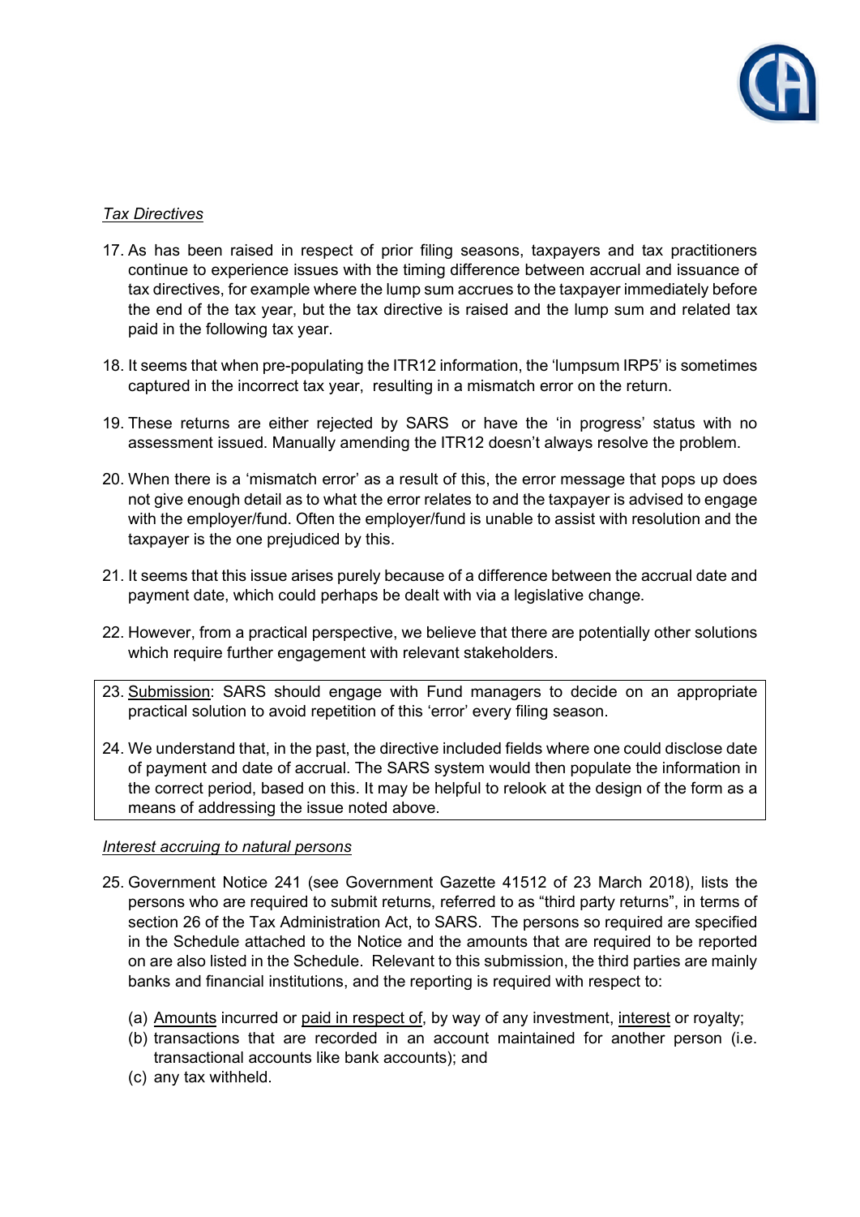*Tax Directives*

17. As has been raised in respect of prior filing seasons, taxpayers and tax practitioners continue to experience issues with the timing difference between accrual and issuance of tax directives, for example where the lump sum accrues to the taxpayer immediately before the end of the tax year, but the tax directive is raised and the lump sum and related tax paid in the following tax year.

18. It seems that when pre-populating the ITR12 information, the 'lumpsum IRP5' is sometimes captured in the incorrect tax year, resulting in a mismatch error on the return.

19. These returns are either rejected by SARS or have the 'in progress' status with no assessment issued. Manually amending the ITR12 doesn't always resolve the problem.

20. When there is a 'mismatch error' as a result of this, the error message that pops up does not give enough detail as to what the error relates to and the taxpayer is advised to engage with the employer/fund. Often the employer/fund is unable to assist with resolution and the taxpayer is the one prejudiced by this.

21. It seems that this issue arises purely because of a difference between the accrual date and payment date, which could perhaps be dealt with via a legislative change.

22. However, from a practical perspective, we believe that there are potentially other solutions which require further engagement with relevant stakeholders.

23. <u>Submission</u>: SARS should engage with Fund managers to decide on an appropriate practical solution to avoid repetition of this 'error' every filing season.

24. We understand that, in the past, the directive included fields where one could disclose date of payment and date of accrual. The SARS system would then populate the information in the correct period, based on this. It may be helpful to relook at the design of the form as a means of addressing the issue noted above.

*Interest accruing to natural persons*

25. Government Notice 241 (see Government Gazette 41512 of 23 March 2018), lists the persons who are required to submit returns, referred to as "third party returns", in terms of section 26 of the Tax Administration Act, to SARS. The persons so required are specified in the Schedule attached to the Notice and the amounts that are required to be reported on are also listed in the Schedule. Relevant to this submission, the third parties are mainly banks and financial institutions, and the reporting is required with respect to:

    (a) <u>Amounts</u> incurred or <u>paid in respect of</u>, by way of any investment, <u>interest</u> or royalty;
    (b) transactions that are recorded in an account maintained for another person (i.e. transactional accounts like bank accounts); and
    (c) any tax withheld.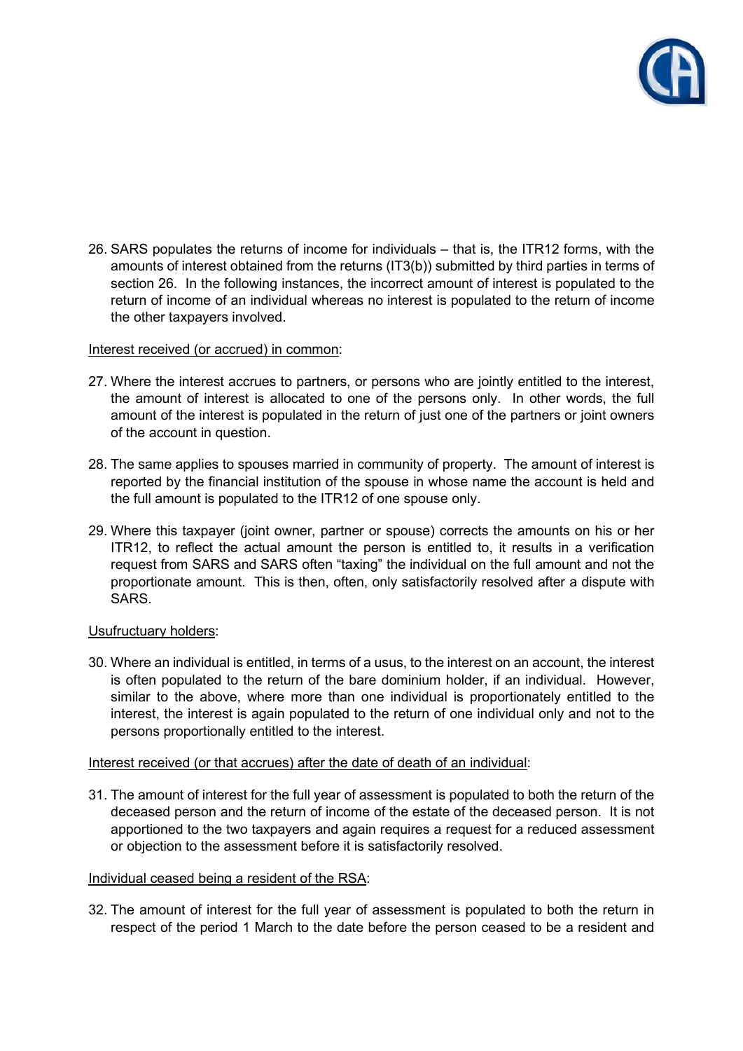26. SARS populates the returns of income for individuals – that is, the ITR12 forms, with the amounts of interest obtained from the returns (IT3(b)) submitted by third parties in terms of section 26. In the following instances, the incorrect amount of interest is populated to the return of income of an individual whereas no interest is populated to the return of income the other taxpayers involved.

<u>Interest received (or accrued) in common</u>:

27. Where the interest accrues to partners, or persons who are jointly entitled to the interest, the amount of interest is allocated to one of the persons only. In other words, the full amount of the interest is populated in the return of just one of the partners or joint owners of the account in question.

28. The same applies to spouses married in community of property. The amount of interest is reported by the financial institution of the spouse in whose name the account is held and the full amount is populated to the ITR12 of one spouse only.

29. Where this taxpayer (joint owner, partner or spouse) corrects the amounts on his or her ITR12, to reflect the actual amount the person is entitled to, it results in a verification request from SARS and SARS often "taxing" the individual on the full amount and not the proportionate amount. This is then, often, only satisfactorily resolved after a dispute with SARS.

<u>Usufructuary holders</u>:

30. Where an individual is entitled, in terms of a usus, to the interest on an account, the interest is often populated to the return of the bare dominium holder, if an individual. However, similar to the above, where more than one individual is proportionately entitled to the interest, the interest is again populated to the return of one individual only and not to the persons proportionally entitled to the interest.

<u>Interest received (or that accrues) after the date of death of an individual</u>:

31. The amount of interest for the full year of assessment is populated to both the return of the deceased person and the return of income of the estate of the deceased person. It is not apportioned to the two taxpayers and again requires a request for a reduced assessment or objection to the assessment before it is satisfactorily resolved.

<u>Individual ceased being a resident of the RSA</u>:

32. The amount of interest for the full year of assessment is populated to both the return in respect of the period 1 March to the date before the person ceased to be a resident and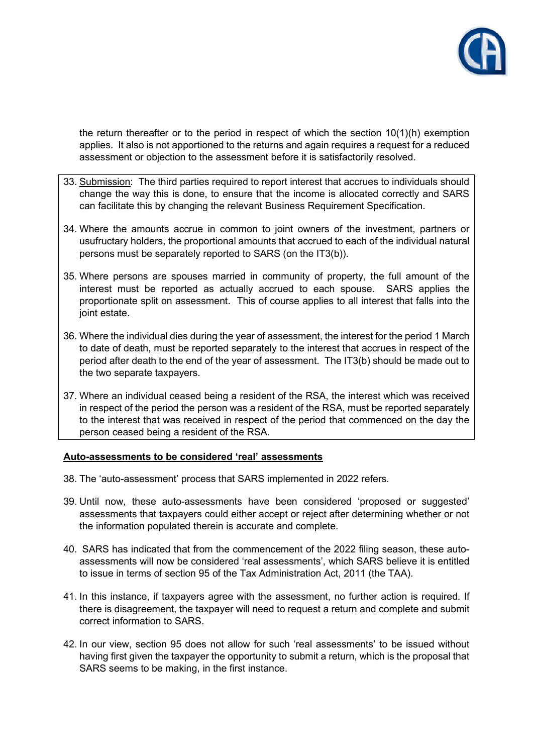the return thereafter or to the period in respect of which the section 10(1)(h) exemption applies. It also is not apportioned to the returns and again requires a request for a reduced assessment or objection to the assessment before it is satisfactorily resolved.

33. Submission: The third parties required to report interest that accrues to individuals should change the way this is done, to ensure that the income is allocated correctly and SARS can facilitate this by changing the relevant Business Requirement Specification.

34. Where the amounts accrue in common to joint owners of the investment, partners or usufructary holders, the proportional amounts that accrued to each of the individual natural persons must be separately reported to SARS (on the IT3(b)).

35. Where persons are spouses married in community of property, the full amount of the interest must be reported as actually accrued to each spouse. SARS applies the proportionate split on assessment. This of course applies to all interest that falls into the joint estate.

36. Where the individual dies during the year of assessment, the interest for the period 1 March to date of death, must be reported separately to the interest that accrues in respect of the period after death to the end of the year of assessment. The IT3(b) should be made out to the two separate taxpayers.

37. Where an individual ceased being a resident of the RSA, the interest which was received in respect of the period the person was a resident of the RSA, must be reported separately to the interest that was received in respect of the period that commenced on the day the person ceased being a resident of the RSA.

**Auto-assessments to be considered 'real' assessments**

38. The 'auto-assessment' process that SARS implemented in 2022 refers.

39. Until now, these auto-assessments have been considered 'proposed or suggested' assessments that taxpayers could either accept or reject after determining whether or not the information populated therein is accurate and complete.

40. SARS has indicated that from the commencement of the 2022 filing season, these auto-assessments will now be considered 'real assessments', which SARS believe it is entitled to issue in terms of section 95 of the Tax Administration Act, 2011 (the TAA).

41. In this instance, if taxpayers agree with the assessment, no further action is required. If there is disagreement, the taxpayer will need to request a return and complete and submit correct information to SARS.

42. In our view, section 95 does not allow for such 'real assessments' to be issued without having first given the taxpayer the opportunity to submit a return, which is the proposal that SARS seems to be making, in the first instance.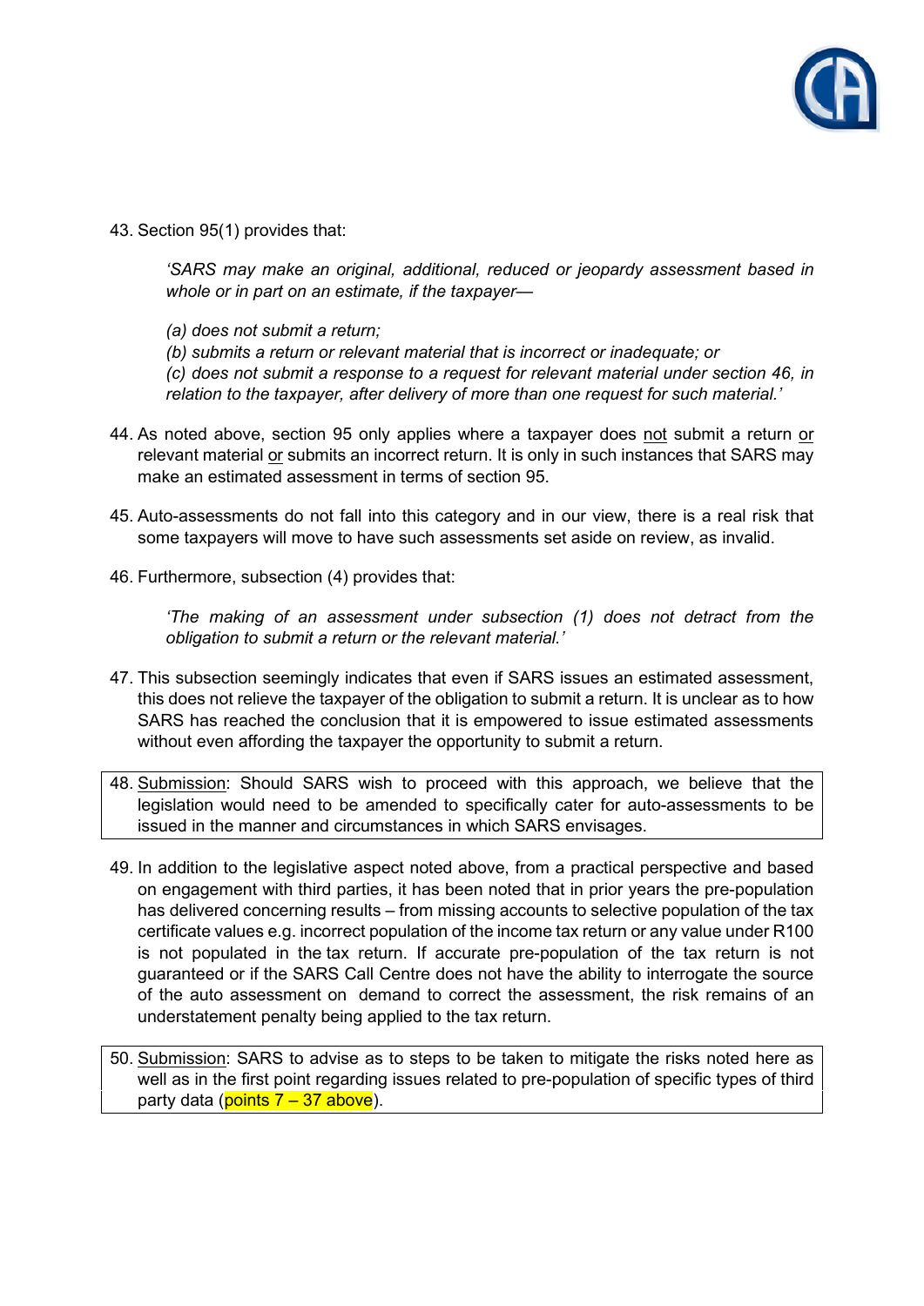43. Section 95(1) provides that:

    *'SARS may make an original, additional, reduced or jeopardy assessment based in whole or in part on an estimate, if the taxpayer—*

    *(a) does not submit a return;*
    *(b) submits a return or relevant material that is incorrect or inadequate; or*
    *(c) does not submit a response to a request for relevant material under section 46, in relation to the taxpayer, after delivery of more than one request for such material.'*

44. As noted above, section 95 only applies where a taxpayer does <u>not</u> submit a return <u>or</u> relevant material <u>or</u> submits an incorrect return. It is only in such instances that SARS may make an estimated assessment in terms of section 95.

45. Auto-assessments do not fall into this category and in our view, there is a real risk that some taxpayers will move to have such assessments set aside on review, as invalid.

46. Furthermore, subsection (4) provides that:

    *'The making of an assessment under subsection (1) does not detract from the obligation to submit a return or the relevant material.'*

47. This subsection seemingly indicates that even if SARS issues an estimated assessment, this does not relieve the taxpayer of the obligation to submit a return. It is unclear as to how SARS has reached the conclusion that it is empowered to issue estimated assessments without even affording the taxpayer the opportunity to submit a return.

48. <u>Submission</u>: Should SARS wish to proceed with this approach, we believe that the legislation would need to be amended to specifically cater for auto-assessments to be issued in the manner and circumstances in which SARS envisages.

49. In addition to the legislative aspect noted above, from a practical perspective and based on engagement with third parties, it has been noted that in prior years the pre-population has delivered concerning results – from missing accounts to selective population of the tax certificate values e.g. incorrect population of the income tax return or any value under R100 is not populated in the tax return. If accurate pre-population of the tax return is not guaranteed or if the SARS Call Centre does not have the ability to interrogate the source of the auto assessment on demand to correct the assessment, the risk remains of an understatement penalty being applied to the tax return.

50. <u>Submission</u>: SARS to advise as to steps to be taken to mitigate the risks noted here as well as in the first point regarding issues related to pre-population of specific types of third party data (points 7 – 37 above).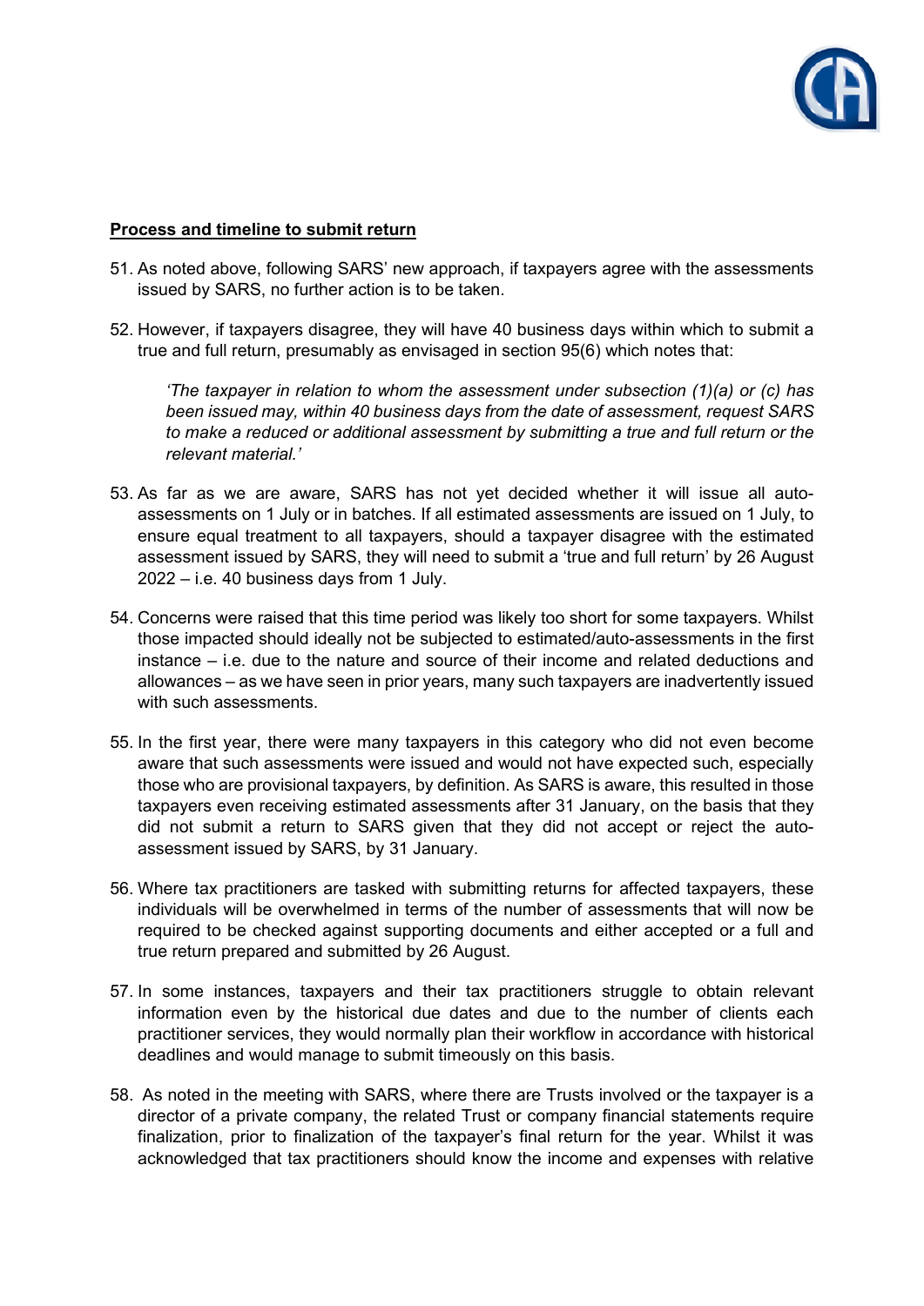**Process and timeline to submit return**

51. As noted above, following SARS' new approach, if taxpayers agree with the assessments issued by SARS, no further action is to be taken.

52. However, if taxpayers disagree, they will have 40 business days within which to submit a true and full return, presumably as envisaged in section 95(6) which notes that:

    *'The taxpayer in relation to whom the assessment under subsection (1)(a) or (c) has been issued may, within 40 business days from the date of assessment, request SARS to make a reduced or additional assessment by submitting a true and full return or the relevant material.'*

53. As far as we are aware, SARS has not yet decided whether it will issue all auto-assessments on 1 July or in batches. If all estimated assessments are issued on 1 July, to ensure equal treatment to all taxpayers, should a taxpayer disagree with the estimated assessment issued by SARS, they will need to submit a 'true and full return' by 26 August 2022 – i.e. 40 business days from 1 July.

54. Concerns were raised that this time period was likely too short for some taxpayers. Whilst those impacted should ideally not be subjected to estimated/auto-assessments in the first instance – i.e. due to the nature and source of their income and related deductions and allowances – as we have seen in prior years, many such taxpayers are inadvertently issued with such assessments.

55. In the first year, there were many taxpayers in this category who did not even become aware that such assessments were issued and would not have expected such, especially those who are provisional taxpayers, by definition. As SARS is aware, this resulted in those taxpayers even receiving estimated assessments after 31 January, on the basis that they did not submit a return to SARS given that they did not accept or reject the auto-assessment issued by SARS, by 31 January.

56. Where tax practitioners are tasked with submitting returns for affected taxpayers, these individuals will be overwhelmed in terms of the number of assessments that will now be required to be checked against supporting documents and either accepted or a full and true return prepared and submitted by 26 August.

57. In some instances, taxpayers and their tax practitioners struggle to obtain relevant information even by the historical due dates and due to the number of clients each practitioner services, they would normally plan their workflow in accordance with historical deadlines and would manage to submit timeously on this basis.

58. As noted in the meeting with SARS, where there are Trusts involved or the taxpayer is a director of a private company, the related Trust or company financial statements require finalization, prior to finalization of the taxpayer's final return for the year. Whilst it was acknowledged that tax practitioners should know the income and expenses with relative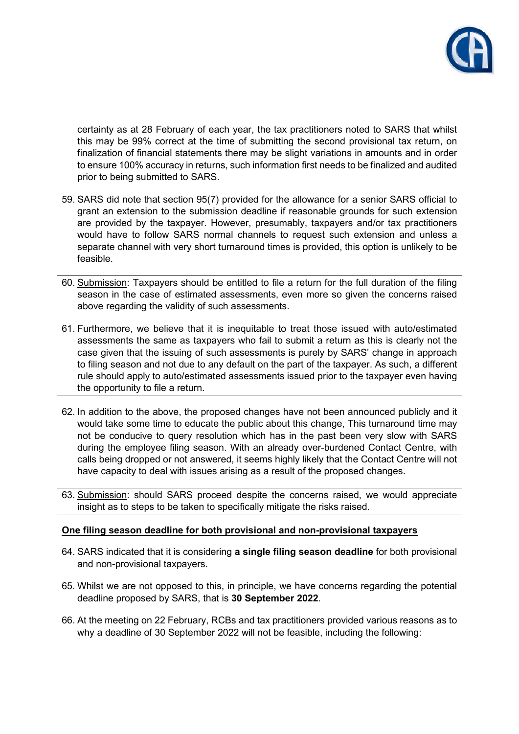certainty as at 28 February of each year, the tax practitioners noted to SARS that whilst this may be 99% correct at the time of submitting the second provisional tax return, on finalization of financial statements there may be slight variations in amounts and in order to ensure 100% accuracy in returns, such information first needs to be finalized and audited prior to being submitted to SARS.

59. SARS did note that section 95(7) provided for the allowance for a senior SARS official to grant an extension to the submission deadline if reasonable grounds for such extension are provided by the taxpayer. However, presumably, taxpayers and/or tax practitioners would have to follow SARS normal channels to request such extension and unless a separate channel with very short turnaround times is provided, this option is unlikely to be feasible.

60. Submission: Taxpayers should be entitled to file a return for the full duration of the filing season in the case of estimated assessments, even more so given the concerns raised above regarding the validity of such assessments.

61. Furthermore, we believe that it is inequitable to treat those issued with auto/estimated assessments the same as taxpayers who fail to submit a return as this is clearly not the case given that the issuing of such assessments is purely by SARS' change in approach to filing season and not due to any default on the part of the taxpayer. As such, a different rule should apply to auto/estimated assessments issued prior to the taxpayer even having the opportunity to file a return.

62. In addition to the above, the proposed changes have not been announced publicly and it would take some time to educate the public about this change, This turnaround time may not be conducive to query resolution which has in the past been very slow with SARS during the employee filing season. With an already over-burdened Contact Centre, with calls being dropped or not answered, it seems highly likely that the Contact Centre will not have capacity to deal with issues arising as a result of the proposed changes.

63. Submission: should SARS proceed despite the concerns raised, we would appreciate insight as to steps to be taken to specifically mitigate the risks raised.

## One filing season deadline for both provisional and non-provisional taxpayers

64. SARS indicated that it is considering **a single filing season deadline** for both provisional and non-provisional taxpayers.

65. Whilst we are not opposed to this, in principle, we have concerns regarding the potential deadline proposed by SARS, that is **30 September 2022**.

66. At the meeting on 22 February, RCBs and tax practitioners provided various reasons as to why a deadline of 30 September 2022 will not be feasible, including the following: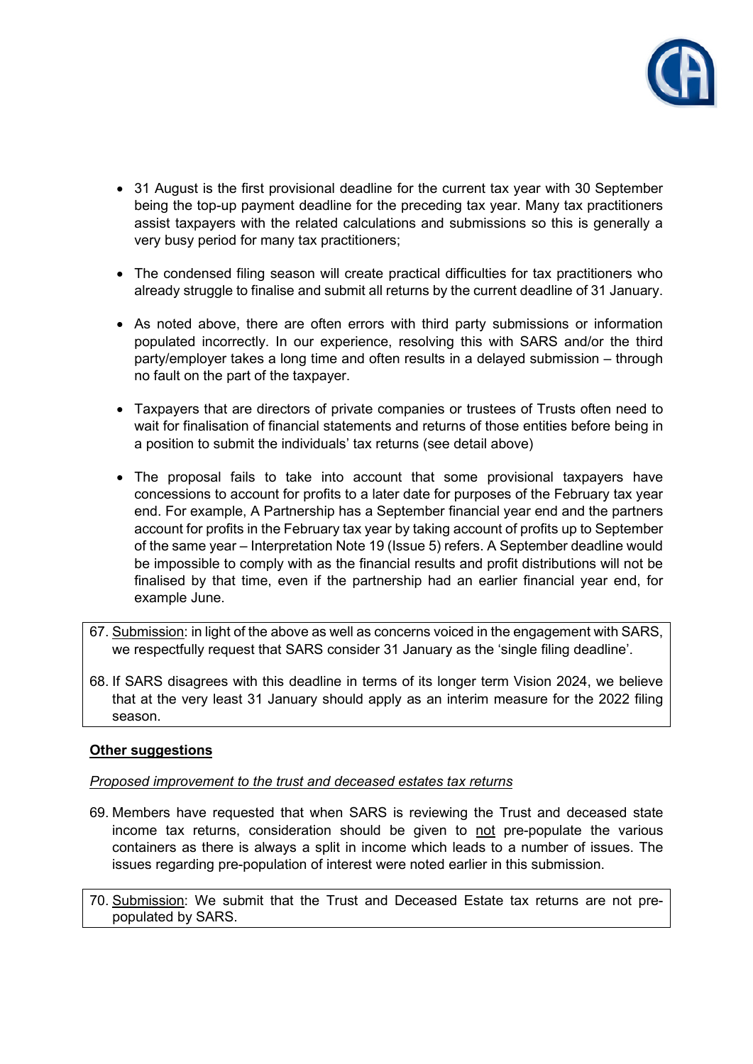- 31 August is the first provisional deadline for the current tax year with 30 September being the top-up payment deadline for the preceding tax year. Many tax practitioners assist taxpayers with the related calculations and submissions so this is generally a very busy period for many tax practitioners;

- The condensed filing season will create practical difficulties for tax practitioners who already struggle to finalise and submit all returns by the current deadline of 31 January.

- As noted above, there are often errors with third party submissions or information populated incorrectly. In our experience, resolving this with SARS and/or the third party/employer takes a long time and often results in a delayed submission – through no fault on the part of the taxpayer.

- Taxpayers that are directors of private companies or trustees of Trusts often need to wait for finalisation of financial statements and returns of those entities before being in a position to submit the individuals' tax returns (see detail above)

- The proposal fails to take into account that some provisional taxpayers have concessions to account for profits to a later date for purposes of the February tax year end. For example, A Partnership has a September financial year end and the partners account for profits in the February tax year by taking account of profits up to September of the same year – Interpretation Note 19 (Issue 5) refers. A September deadline would be impossible to comply with as the financial results and profit distributions will not be finalised by that time, even if the partnership had an earlier financial year end, for example June.

67. <u>Submission</u>: in light of the above as well as concerns voiced in the engagement with SARS, we respectfully request that SARS consider 31 January as the 'single filing deadline'.

68. If SARS disagrees with this deadline in terms of its longer term Vision 2024, we believe that at the very least 31 January should apply as an interim measure for the 2022 filing season.

**<u>Other suggestions</u>**

*<u>Proposed improvement to the trust and deceased estates tax returns</u>*

69. Members have requested that when SARS is reviewing the Trust and deceased state income tax returns, consideration should be given to <u>not</u> pre-populate the various containers as there is always a split in income which leads to a number of issues. The issues regarding pre-population of interest were noted earlier in this submission.

70. <u>Submission</u>: We submit that the Trust and Deceased Estate tax returns are not pre-populated by SARS.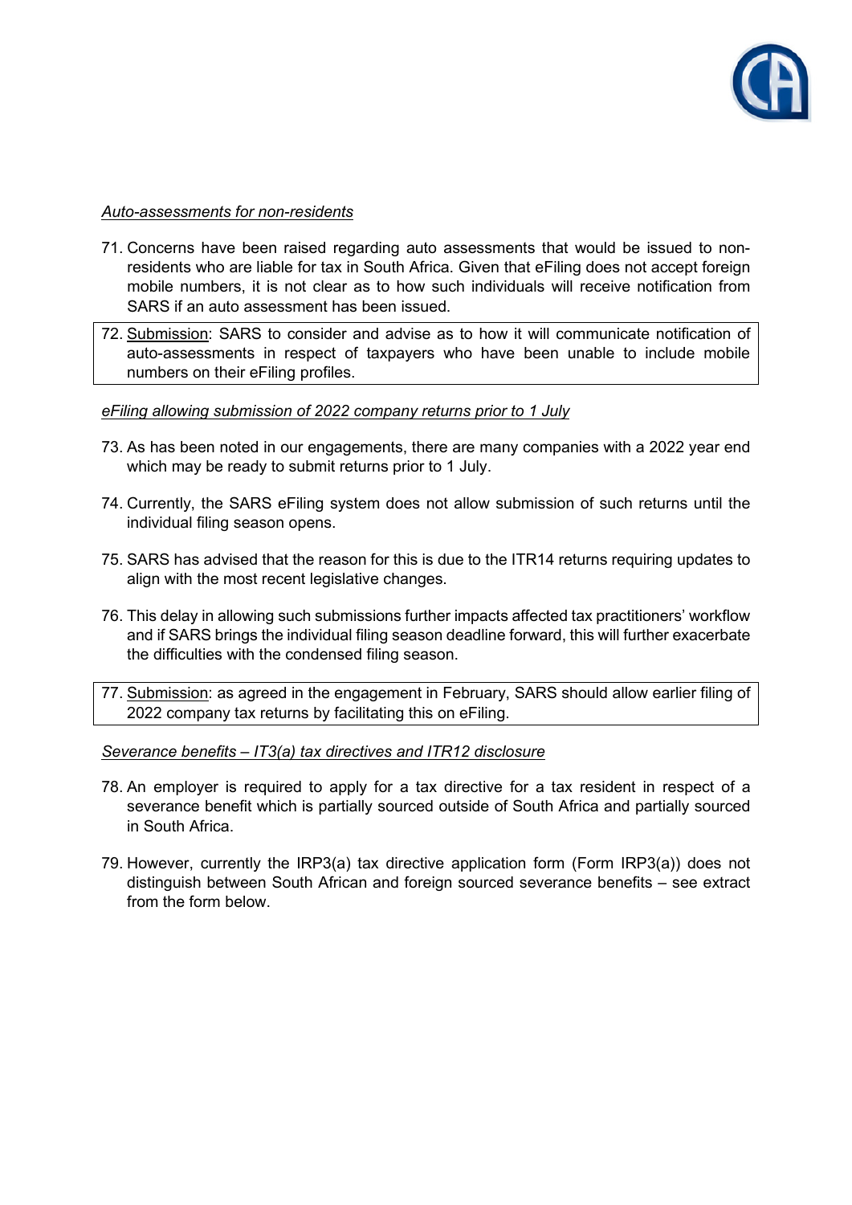*<u>Auto-assessments for non-residents</u>*

71. Concerns have been raised regarding auto assessments that would be issued to non-residents who are liable for tax in South Africa. Given that eFiling does not accept foreign mobile numbers, it is not clear as to how such individuals will receive notification from SARS if an auto assessment has been issued.

72. <u>Submission</u>: SARS to consider and advise as to how it will communicate notification of auto-assessments in respect of taxpayers who have been unable to include mobile numbers on their eFiling profiles.

*<u>eFiling allowing submission of 2022 company returns prior to 1 July</u>*

73. As has been noted in our engagements, there are many companies with a 2022 year end which may be ready to submit returns prior to 1 July.

74. Currently, the SARS eFiling system does not allow submission of such returns until the individual filing season opens.

75. SARS has advised that the reason for this is due to the ITR14 returns requiring updates to align with the most recent legislative changes.

76. This delay in allowing such submissions further impacts affected tax practitioners' workflow and if SARS brings the individual filing season deadline forward, this will further exacerbate the difficulties with the condensed filing season.

77. <u>Submission</u>: as agreed in the engagement in February, SARS should allow earlier filing of 2022 company tax returns by facilitating this on eFiling.

*<u>Severance benefits – IT3(a) tax directives and ITR12 disclosure</u>*

78. An employer is required to apply for a tax directive for a tax resident in respect of a severance benefit which is partially sourced outside of South Africa and partially sourced in South Africa.

79. However, currently the IRP3(a) tax directive application form (Form IRP3(a)) does not distinguish between South African and foreign sourced severance benefits – see extract from the form below.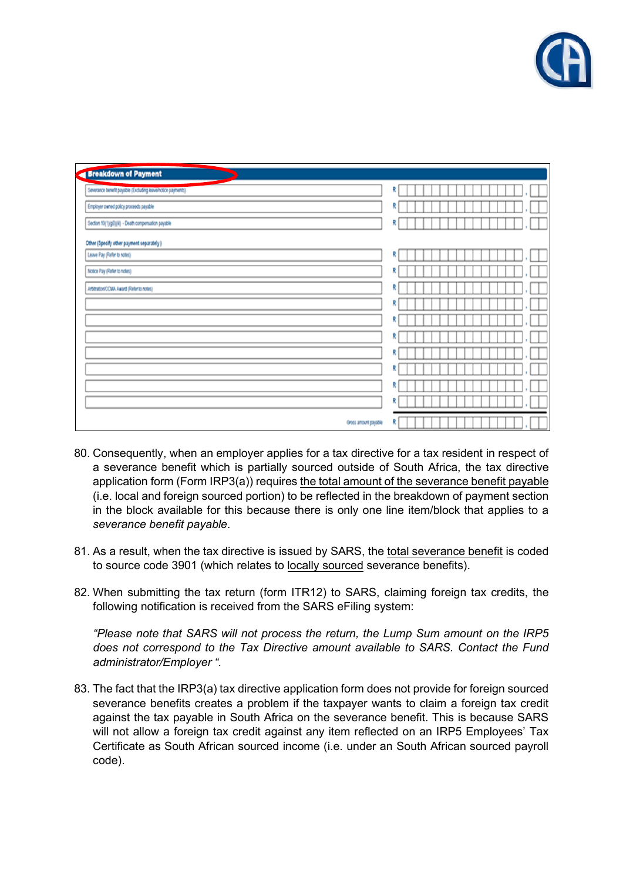| Breakdown of Payment | | | |
|---|---|---|---|
| Severance benefit payable (Excluding leave/notice payments) | R | | , |
| Employer owned policy proceeds payable | R | | , |
| Section 10(1)(gB)(iii) - Death compensation payable | R | | , |
| **Other (Specify other payment separately)** | | | |
| Leave Pay (Refer to notes) | R | | , |
| Notice Pay (Refer to notes) | R | | , |
| Arbitration/CCMA Award (Refer to notes) | R | | , |
| | R | | , |
| | R | | , |
| | R | | , |
| | R | | , |
| | R | | , |
| | R | | , |
| | R | | , |
| Gross amount payable | R | | , |

80. Consequently, when an employer applies for a tax directive for a tax resident in respect of a severance benefit which is partially sourced outside of South Africa, the tax directive application form (Form IRP3(a)) requires <u>the total amount of the severance benefit payable</u> (i.e. local and foreign sourced portion) to be reflected in the breakdown of payment section in the block available for this because there is only one line item/block that applies to a *severance benefit payable*.

81. As a result, when the tax directive is issued by SARS, the <u>total severance benefit</u> is coded to source code 3901 (which relates to <u>locally sourced</u> severance benefits).

82. When submitting the tax return (form ITR12) to SARS, claiming foreign tax credits, the following notification is received from the SARS eFiling system:

    *"Please note that SARS will not process the return, the Lump Sum amount on the IRP5 does not correspond to the Tax Directive amount available to SARS. Contact the Fund administrator/Employer ".*

83. The fact that the IRP3(a) tax directive application form does not provide for foreign sourced severance benefits creates a problem if the taxpayer wants to claim a foreign tax credit against the tax payable in South Africa on the severance benefit. This is because SARS will not allow a foreign tax credit against any item reflected on an IRP5 Employees' Tax Certificate as South African sourced income (i.e. under an South African sourced payroll code).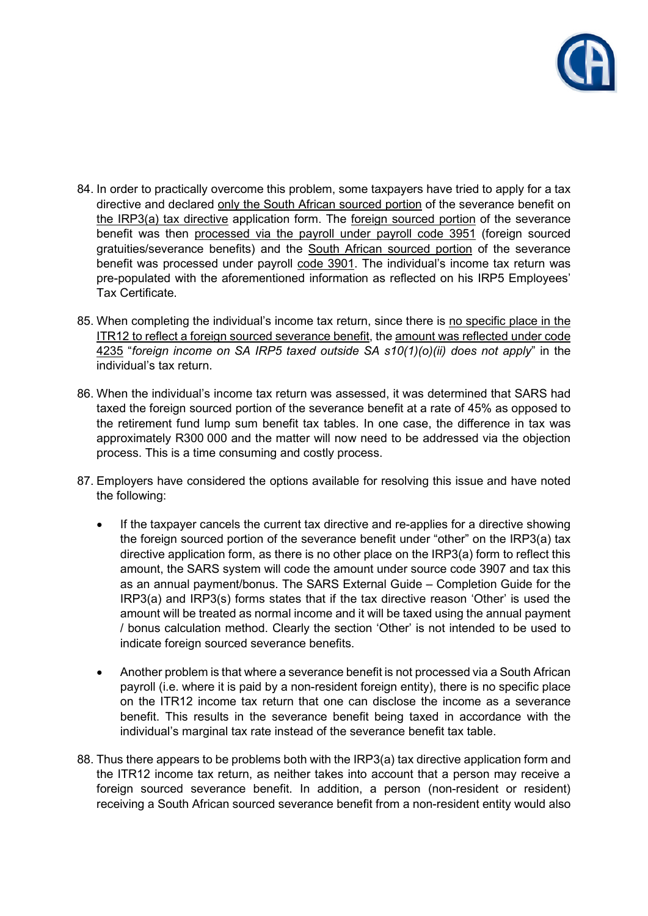84. In order to practically overcome this problem, some taxpayers have tried to apply for a tax directive and declared only the South African sourced portion of the severance benefit on the IRP3(a) tax directive application form. The foreign sourced portion of the severance benefit was then processed via the payroll under payroll code 3951 (foreign sourced gratuities/severance benefits) and the South African sourced portion of the severance benefit was processed under payroll code 3901. The individual's income tax return was pre-populated with the aforementioned information as reflected on his IRP5 Employees' Tax Certificate.

85. When completing the individual's income tax return, since there is no specific place in the ITR12 to reflect a foreign sourced severance benefit, the amount was reflected under code 4235 "*foreign income on SA IRP5 taxed outside SA s10(1)(o)(ii) does not apply*" in the individual's tax return.

86. When the individual's income tax return was assessed, it was determined that SARS had taxed the foreign sourced portion of the severance benefit at a rate of 45% as opposed to the retirement fund lump sum benefit tax tables. In one case, the difference in tax was approximately R300 000 and the matter will now need to be addressed via the objection process. This is a time consuming and costly process.

87. Employers have considered the options available for resolving this issue and have noted the following:

    - If the taxpayer cancels the current tax directive and re-applies for a directive showing the foreign sourced portion of the severance benefit under "other" on the IRP3(a) tax directive application form, as there is no other place on the IRP3(a) form to reflect this amount, the SARS system will code the amount under source code 3907 and tax this as an annual payment/bonus. The SARS External Guide – Completion Guide for the IRP3(a) and IRP3(s) forms states that if the tax directive reason 'Other' is used the amount will be treated as normal income and it will be taxed using the annual payment / bonus calculation method. Clearly the section 'Other' is not intended to be used to indicate foreign sourced severance benefits.

    - Another problem is that where a severance benefit is not processed via a South African payroll (i.e. where it is paid by a non-resident foreign entity), there is no specific place on the ITR12 income tax return that one can disclose the income as a severance benefit. This results in the severance benefit being taxed in accordance with the individual's marginal tax rate instead of the severance benefit tax table.

88. Thus there appears to be problems both with the IRP3(a) tax directive application form and the ITR12 income tax return, as neither takes into account that a person may receive a foreign sourced severance benefit. In addition, a person (non-resident or resident) receiving a South African sourced severance benefit from a non-resident entity would also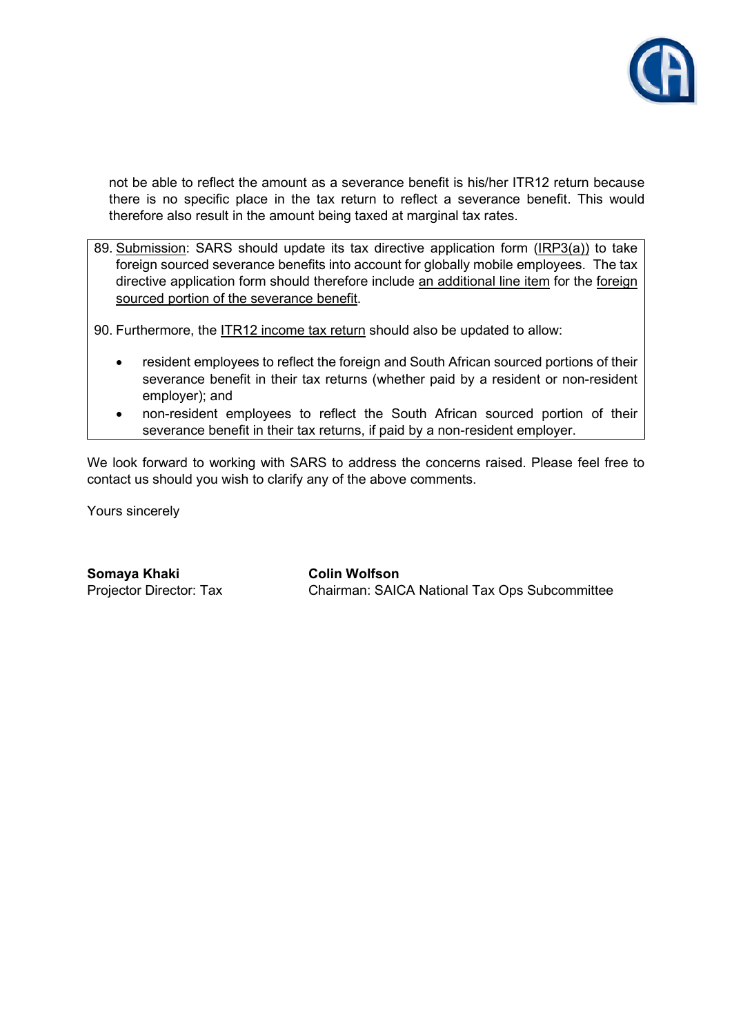not be able to reflect the amount as a severance benefit is his/her ITR12 return because there is no specific place in the tax return to reflect a severance benefit. This would therefore also result in the amount being taxed at marginal tax rates.

89. Submission: SARS should update its tax directive application form (IRP3(a)) to take foreign sourced severance benefits into account for globally mobile employees. The tax directive application form should therefore include an additional line item for the foreign sourced portion of the severance benefit.

90. Furthermore, the ITR12 income tax return should also be updated to allow:

- resident employees to reflect the foreign and South African sourced portions of their severance benefit in their tax returns (whether paid by a resident or non-resident employer); and
- non-resident employees to reflect the South African sourced portion of their severance benefit in their tax returns, if paid by a non-resident employer.

We look forward to working with SARS to address the concerns raised. Please feel free to contact us should you wish to clarify any of the above comments.

Yours sincerely

**Somaya Khaki**
Projector Director: Tax

**Colin Wolfson**
Chairman: SAICA National Tax Ops Subcommittee